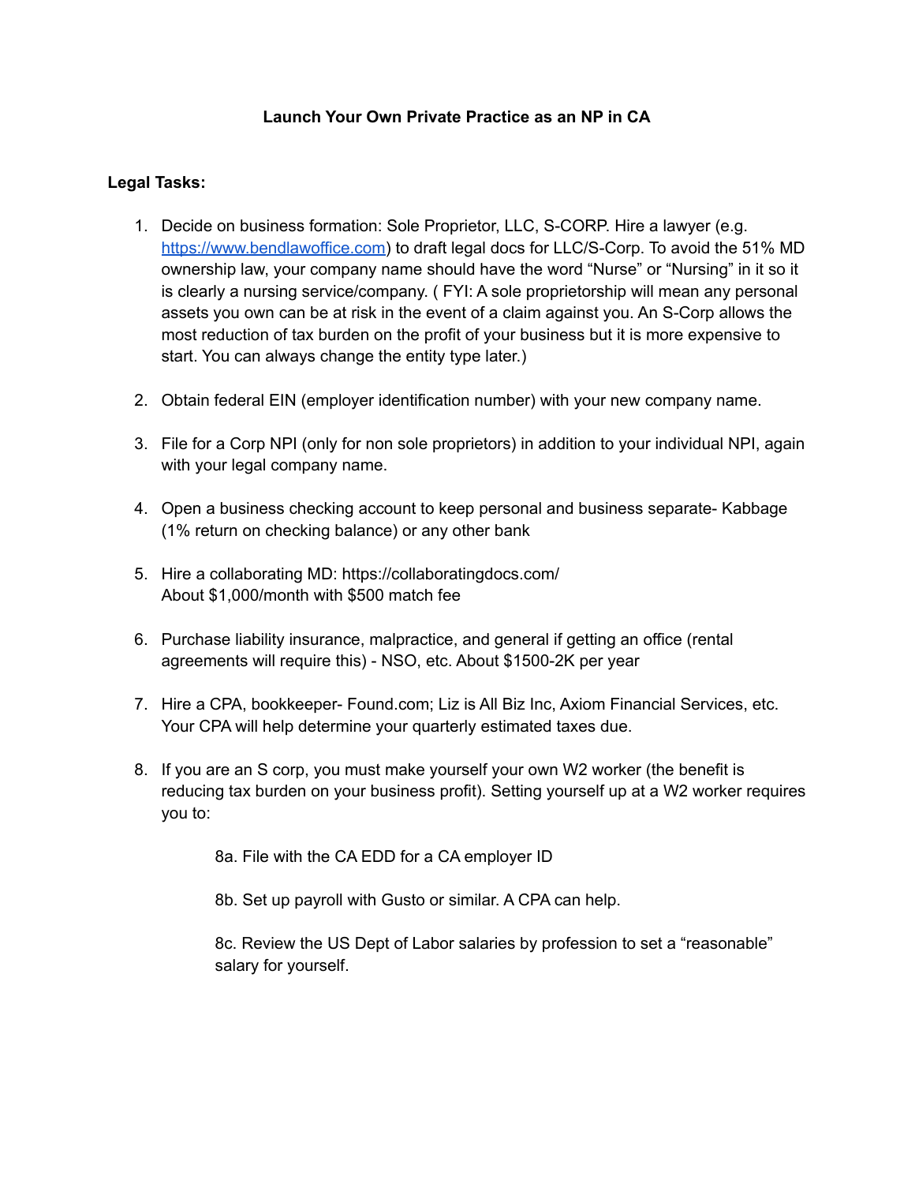# Launch Your Own Private Practice as an NP in CA

**Legal Tasks:**

1. Decide on business formation: Sole Proprietor, LLC, S-CORP. Hire a lawyer (e.g. [https://www.bendlawoffice.com](https://www.bendlawoffice.com)) to draft legal docs for LLC/S-Corp. To avoid the 51% MD ownership law, your company name should have the word "Nurse" or "Nursing" in it so it is clearly a nursing service/company. ( FYI: A sole proprietorship will mean any personal assets you own can be at risk in the event of a claim against you. An S-Corp allows the most reduction of tax burden on the profit of your business but it is more expensive to start. You can always change the entity type later.)

2. Obtain federal EIN (employer identification number) with your new company name.

3. File for a Corp NPI (only for non sole proprietors) in addition to your individual NPI, again with your legal company name.

4. Open a business checking account to keep personal and business separate- Kabbage (1% return on checking balance) or any other bank

5. Hire a collaborating MD: https://collaboratingdocs.com/
   About $1,000/month with $500 match fee

6. Purchase liability insurance, malpractice, and general if getting an office (rental agreements will require this) - NSO, etc. About $1500-2K per year

7. Hire a CPA, bookkeeper- Found.com; Liz is All Biz Inc, Axiom Financial Services, etc. Your CPA will help determine your quarterly estimated taxes due.

8. If you are an S corp, you must make yourself your own W2 worker (the benefit is reducing tax burden on your business profit). Setting yourself up at a W2 worker requires you to:

   8a. File with the CA EDD for a CA employer ID

   8b. Set up payroll with Gusto or similar. A CPA can help.

   8c. Review the US Dept of Labor salaries by profession to set a "reasonable" salary for yourself.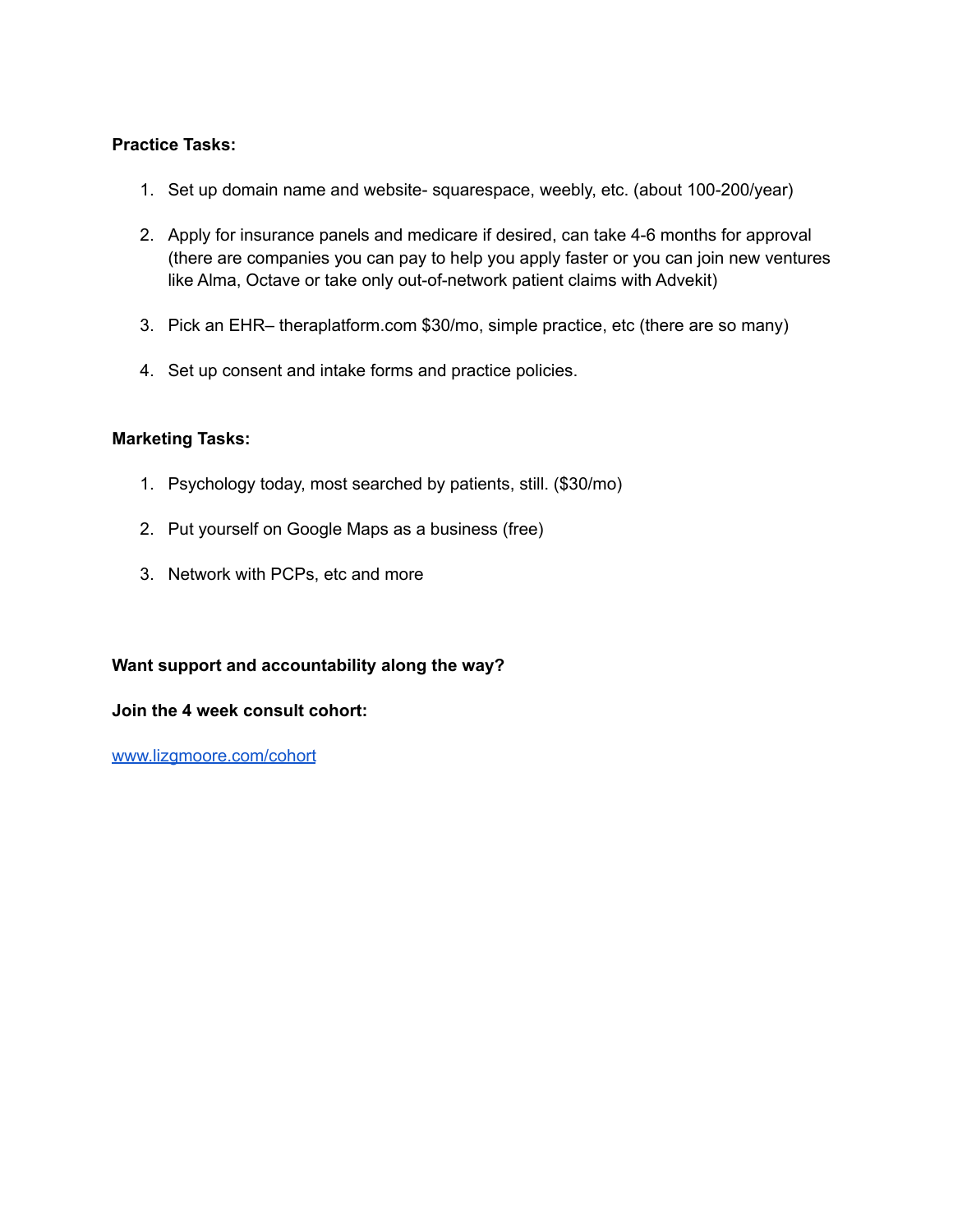**Practice Tasks:**

1. Set up domain name and website- squarespace, weebly, etc. (about 100-200/year)

2. Apply for insurance panels and medicare if desired, can take 4-6 months for approval (there are companies you can pay to help you apply faster or you can join new ventures like Alma, Octave or take only out-of-network patient claims with Advekit)

3. Pick an EHR– theraplatform.com $30/mo, simple practice, etc (there are so many)

4. Set up consent and intake forms and practice policies.

**Marketing Tasks:**

1. Psychology today, most searched by patients, still. ($30/mo)

2. Put yourself on Google Maps as a business (free)

3. Network with PCPs, etc and more

**Want support and accountability along the way?**

**Join the 4 week consult cohort:**

[www.lizgmoore.com/cohort](http://www.lizgmoore.com/cohort)